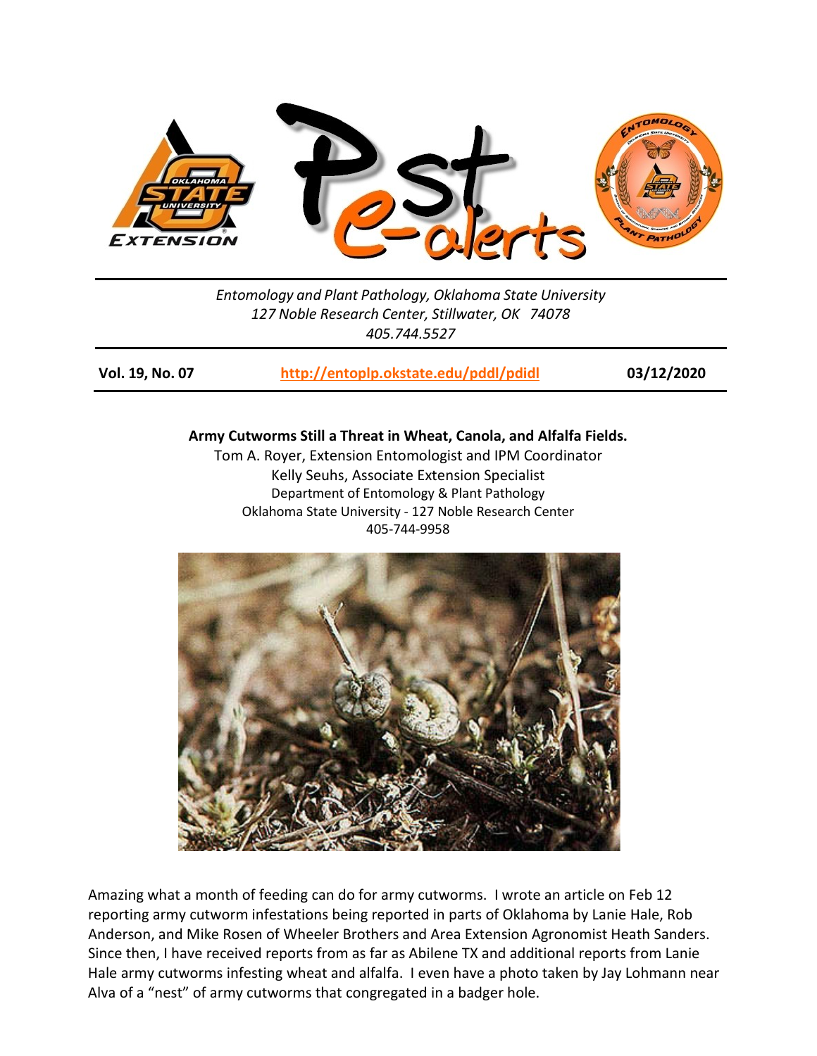Entomology and Plant Pathology, Oklahoma State University
127 Noble Research Center, Stillwater, OK 74078
405.744.5527

**Vol. 19, No. 07** | **http://entoplp.okstate.edu/pddl/pdidl** | **03/12/2020**

## Army Cutworms Still a Threat in Wheat, Canola, and Alfalfa Fields.

Tom A. Royer, Extension Entomologist and IPM Coordinator
Kelly Seuhs, Associate Extension Specialist
Department of Entomology & Plant Pathology
Oklahoma State University - 127 Noble Research Center
405-744-9958

Amazing what a month of feeding can do for army cutworms. I wrote an article on Feb 12 reporting army cutworm infestations being reported in parts of Oklahoma by Lanie Hale, Rob Anderson, and Mike Rosen of Wheeler Brothers and Area Extension Agronomist Heath Sanders. Since then, I have received reports from as far as Abilene TX and additional reports from Lanie Hale army cutworms infesting wheat and alfalfa. I even have a photo taken by Jay Lohmann near Alva of a "nest" of army cutworms that congregated in a badger hole.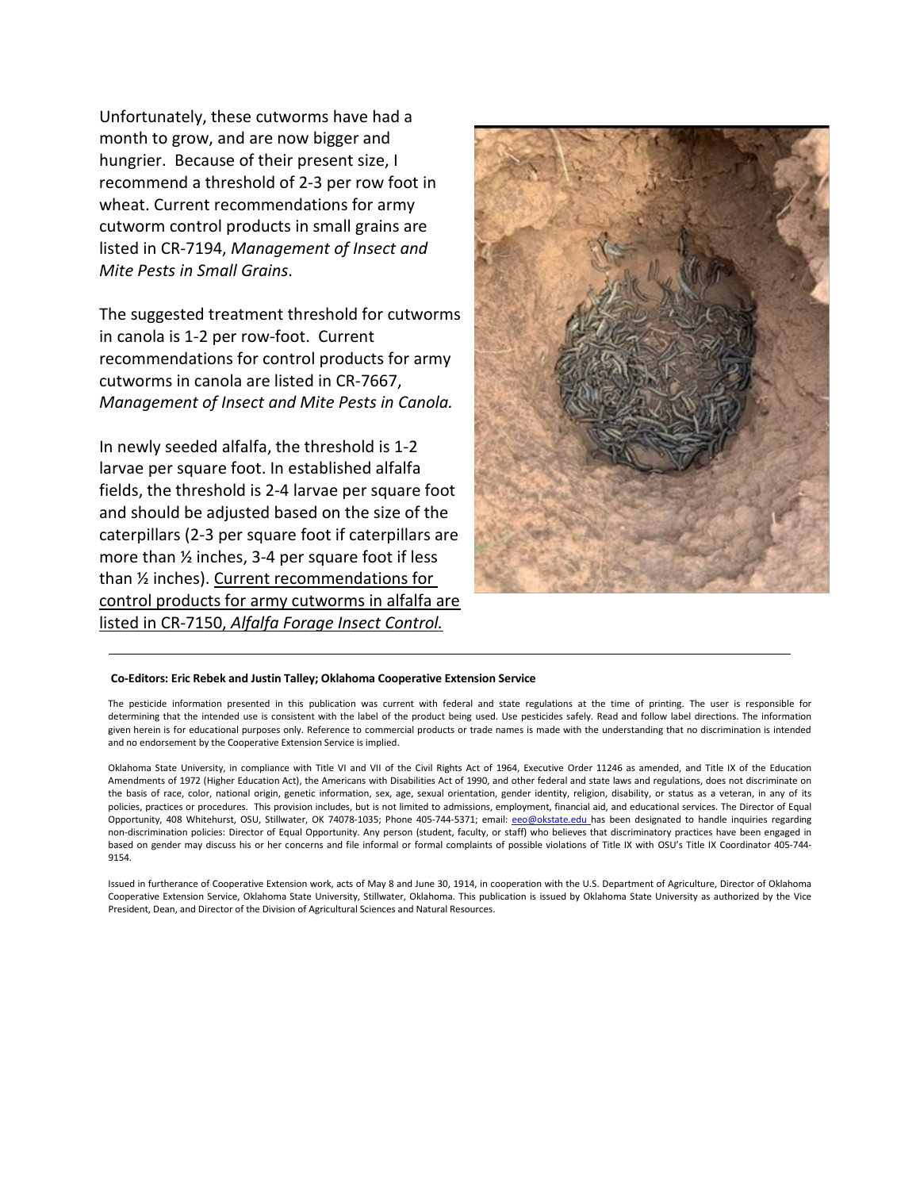Unfortunately, these cutworms have had a month to grow, and are now bigger and hungrier. Because of their present size, I recommend a threshold of 2-3 per row foot in wheat. Current recommendations for army cutworm control products in small grains are listed in CR-7194, *Management of Insect and Mite Pests in Small Grains*.

The suggested treatment threshold for cutworms in canola is 1-2 per row-foot. Current recommendations for control products for army cutworms in canola are listed in CR-7667, *Management of Insect and Mite Pests in Canola.*

In newly seeded alfalfa, the threshold is 1-2 larvae per square foot. In established alfalfa fields, the threshold is 2-4 larvae per square foot and should be adjusted based on the size of the caterpillars (2-3 per square foot if caterpillars are more than ½ inches, 3-4 per square foot if less than ½ inches). Current recommendations for control products for army cutworms in alfalfa are listed in CR-7150, *Alfalfa Forage Insect Control.*

---

**Co-Editors: Eric Rebek and Justin Talley; Oklahoma Cooperative Extension Service**

The pesticide information presented in this publication was current with federal and state regulations at the time of printing. The user is responsible for determining that the intended use is consistent with the label of the product being used. Use pesticides safely. Read and follow label directions. The information given herein is for educational purposes only. Reference to commercial products or trade names is made with the understanding that no discrimination is intended and no endorsement by the Cooperative Extension Service is implied.

Oklahoma State University, in compliance with Title VI and VII of the Civil Rights Act of 1964, Executive Order 11246 as amended, and Title IX of the Education Amendments of 1972 (Higher Education Act), the Americans with Disabilities Act of 1990, and other federal and state laws and regulations, does not discriminate on the basis of race, color, national origin, genetic information, sex, age, sexual orientation, gender identity, religion, disability, or status as a veteran, in any of its policies, practices or procedures. This provision includes, but is not limited to admissions, employment, financial aid, and educational services. The Director of Equal Opportunity, 408 Whitehurst, OSU, Stillwater, OK 74078-1035; Phone 405-744-5371; email: eeo@okstate.edu has been designated to handle inquiries regarding non-discrimination policies: Director of Equal Opportunity. Any person (student, faculty, or staff) who believes that discriminatory practices have been engaged in based on gender may discuss his or her concerns and file informal or formal complaints of possible violations of Title IX with OSU's Title IX Coordinator 405-744-9154.

Issued in furtherance of Cooperative Extension work, acts of May 8 and June 30, 1914, in cooperation with the U.S. Department of Agriculture, Director of Oklahoma Cooperative Extension Service, Oklahoma State University, Stillwater, Oklahoma. This publication is issued by Oklahoma State University as authorized by the Vice President, Dean, and Director of the Division of Agricultural Sciences and Natural Resources.